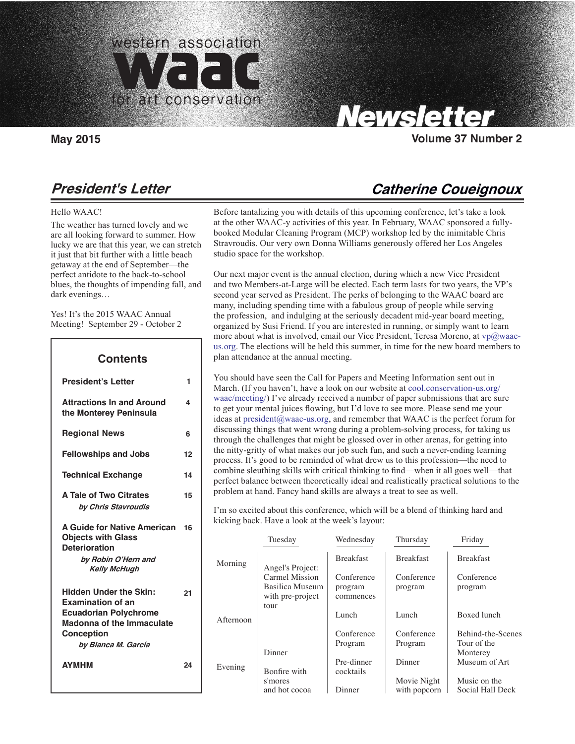# western association for art conservation (WAAC) Newsletter

**May 2015** **Volume 37 Number 2**

## President's Letter

**Catherine Coueignoux**

Hello WAAC!

The weather has turned lovely and we are all looking forward to summer. How lucky we are that this year, we can stretch it just that bit further with a little beach getaway at the end of September—the perfect antidote to the back-to-school blues, the thoughts of impending fall, and dark evenings…

Yes! It's the 2015 WAAC Annual Meeting! September 29 - October 2

### Contents

| | |
|---|---|
| President's Letter | 1 |
| Attractions In and Around the Monterey Peninsula | 4 |
| Regional News | 6 |
| Fellowships and Jobs | 12 |
| Technical Exchange | 14 |
| A Tale of Two Citrates *by Chris Stavroudis* | 15 |
| A Guide for Native American Objects with Glass Deterioration *by Robin O'Hern and Kelly McHugh* | 16 |
| Hidden Under the Skin: Examination of an Ecuadorian Polychrome Madonna of the Immaculate Conception *by Bianca M. García* | 21 |
| AYMHM | 24 |

Before tantalizing you with details of this upcoming conference, let's take a look at the other WAAC-y activities of this year. In February, WAAC sponsored a fully-booked Modular Cleaning Program (MCP) workshop led by the inimitable Chris Stravroudis. Our very own Donna Williams generously offered her Los Angeles studio space for the workshop.

Our next major event is the annual election, during which a new Vice President and two Members-at-Large will be elected. Each term lasts for two years, the VP's second year served as President. The perks of belonging to the WAAC board are many, including spending time with a fabulous group of people while serving the profession, and indulging at the seriously decadent mid-year board meeting, organized by Susi Friend. If you are interested in running, or simply want to learn more about what is involved, email our Vice President, Teresa Moreno, at vp@waac-us.org. The elections will be held this summer, in time for the new board members to plan attendance at the annual meeting.

You should have seen the Call for Papers and Meeting Information sent out in March. (If you haven't, have a look on our website at cool.conservation-us.org/waac/meeting/) I've already received a number of paper submissions that are sure to get your mental juices flowing, but I'd love to see more. Please send me your ideas at president@waac-us.org, and remember that WAAC is the perfect forum for discussing things that went wrong during a problem-solving process, for taking us through the challenges that might be glossed over in other arenas, for getting into the nitty-gritty of what makes our job such fun, and such a never-ending learning process. It's good to be reminded of what drew us to this profession—the need to combine sleuthing skills with critical thinking to find—when it all goes well—that perfect balance between theoretically ideal and realistically practical solutions to the problem at hand. Fancy hand skills are always a treat to see as well.

I'm so excited about this conference, which will be a blend of thinking hard and kicking back. Have a look at the week's layout:

| | Tuesday | Wednesday | Thursday | Friday |
|---|---|---|---|---|
| Morning | Angel's Project: Carmel Mission Basilica Museum with pre-project tour | Breakfast<br>Conference program commences | Breakfast<br>Conference program | Breakfast<br>Conference program |
| Afternoon | | Lunch<br>Conference Program | Lunch<br>Conference Program | Boxed lunch<br>Behind-the-Scenes Tour of the Monterey Museum of Art |
| Evening | Dinner<br>Bonfire with s'mores and hot cocoa | Pre-dinner cocktails<br>Dinner | Dinner<br>Movie Night with popcorn | Music on the Social Hall Deck |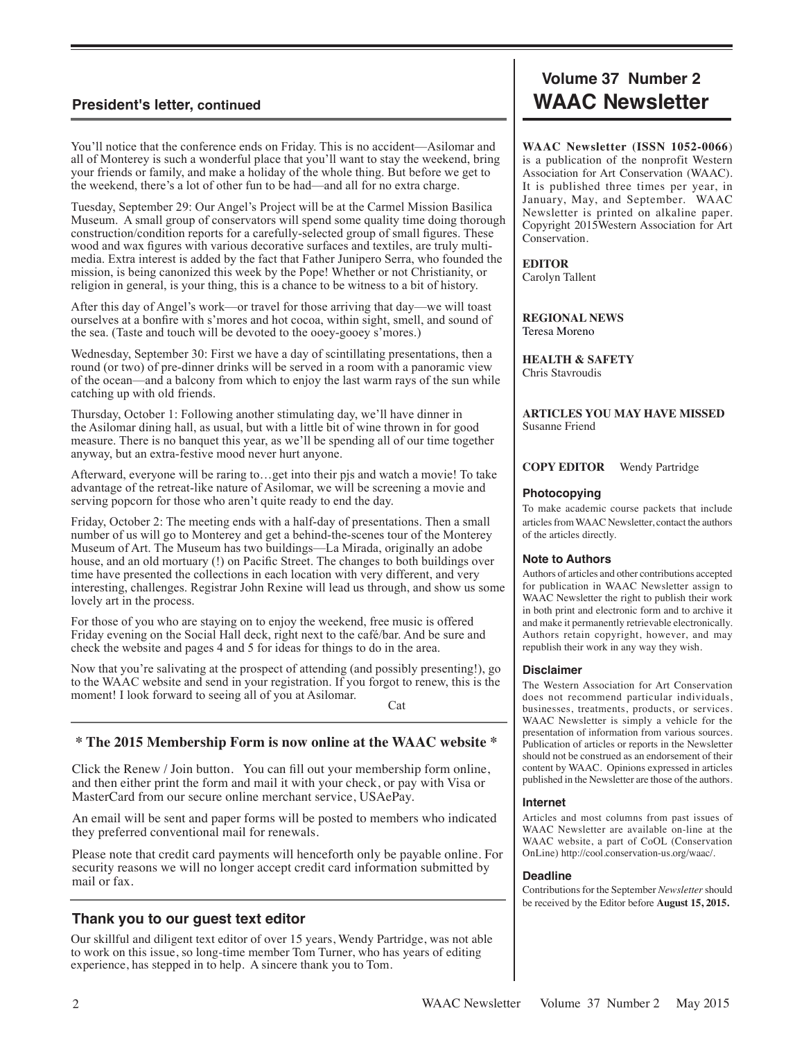## President's letter, continued

You'll notice that the conference ends on Friday. This is no accident—Asilomar and all of Monterey is such a wonderful place that you'll want to stay the weekend, bring your friends or family, and make a holiday of the whole thing. But before we get to the weekend, there's a lot of other fun to be had—and all for no extra charge.

Tuesday, September 29: Our Angel's Project will be at the Carmel Mission Basilica Museum. A small group of conservators will spend some quality time doing thorough construction/condition reports for a carefully-selected group of small figures. These wood and wax figures with various decorative surfaces and textiles, are truly multi-media. Extra interest is added by the fact that Father Junipero Serra, who founded the mission, is being canonized this week by the Pope! Whether or not Christianity, or religion in general, is your thing, this is a chance to be witness to a bit of history.

After this day of Angel's work—or travel for those arriving that day—we will toast ourselves at a bonfire with s'mores and hot cocoa, within sight, smell, and sound of the sea. (Taste and touch will be devoted to the ooey-gooey s'mores.)

Wednesday, September 30: First we have a day of scintillating presentations, then a round (or two) of pre-dinner drinks will be served in a room with a panoramic view of the ocean—and a balcony from which to enjoy the last warm rays of the sun while catching up with old friends.

Thursday, October 1: Following another stimulating day, we'll have dinner in the Asilomar dining hall, as usual, but with a little bit of wine thrown in for good measure. There is no banquet this year, as we'll be spending all of our time together anyway, but an extra-festive mood never hurt anyone.

Afterward, everyone will be raring to…get into their pjs and watch a movie! To take advantage of the retreat-like nature of Asilomar, we will be screening a movie and serving popcorn for those who aren't quite ready to end the day.

Friday, October 2: The meeting ends with a half-day of presentations. Then a small number of us will go to Monterey and get a behind-the-scenes tour of the Monterey Museum of Art. The Museum has two buildings—La Mirada, originally an adobe house, and an old mortuary (!) on Pacific Street. The changes to both buildings over time have presented the collections in each location with very different, and very interesting, challenges. Registrar John Rexine will lead us through, and show us some lovely art in the process.

For those of you who are staying on to enjoy the weekend, free music is offered Friday evening on the Social Hall deck, right next to the café/bar. And be sure and check the website and pages 4 and 5 for ideas for things to do in the area.

Now that you're salivating at the prospect of attending (and possibly presenting!), go to the WAAC website and send in your registration. If you forgot to renew, this is the moment! I look forward to seeing all of you at Asilomar.

Cat

### * The 2015 Membership Form is now online at the WAAC website *

Click the Renew / Join button. You can fill out your membership form online, and then either print the form and mail it with your check, or pay with Visa or MasterCard from our secure online merchant service, USAePay.

An email will be sent and paper forms will be posted to members who indicated they preferred conventional mail for renewals.

Please note that credit card payments will henceforth only be payable online. For security reasons we will no longer accept credit card information submitted by mail or fax.

## Thank you to our guest text editor

Our skillful and diligent text editor of over 15 years, Wendy Partridge, was not able to work on this issue, so long-time member Tom Turner, who has years of editing experience, has stepped in to help. A sincere thank you to Tom.

## Volume 37 Number 2
# WAAC Newsletter

**WAAC Newsletter (ISSN 1052-0066)** is a publication of the nonprofit Western Association for Art Conservation (WAAC). It is published three times per year, in January, May, and September. WAAC Newsletter is printed on alkaline paper. Copyright 2015Western Association for Art Conservation.

**EDITOR**
Carolyn Tallent

**REGIONAL NEWS**
Teresa Moreno

**HEALTH & SAFETY**
Chris Stavroudis

**ARTICLES YOU MAY HAVE MISSED**
Susanne Friend

**COPY EDITOR** Wendy Partridge

### Photocopying

To make academic course packets that include articles from WAAC Newsletter, contact the authors of the articles directly.

### Note to Authors

Authors of articles and other contributions accepted for publication in WAAC Newsletter assign to WAAC Newsletter the right to publish their work in both print and electronic form and to archive it and make it permanently retrievable electronically. Authors retain copyright, however, and may republish their work in any way they wish.

### Disclaimer

The Western Association for Art Conservation does not recommend particular individuals, businesses, treatments, products, or services. WAAC Newsletter is simply a vehicle for the presentation of information from various sources. Publication of articles or reports in the Newsletter should not be construed as an endorsement of their content by WAAC. Opinions expressed in articles published in the Newsletter are those of the authors.

### Internet

Articles and most columns from past issues of WAAC Newsletter are available on-line at the WAAC website, a part of CoOL (Conservation OnLine) http://cool.conservation-us.org/waac/.

### Deadline

Contributions for the September *Newsletter* should be received by the Editor before **August 15, 2015.**